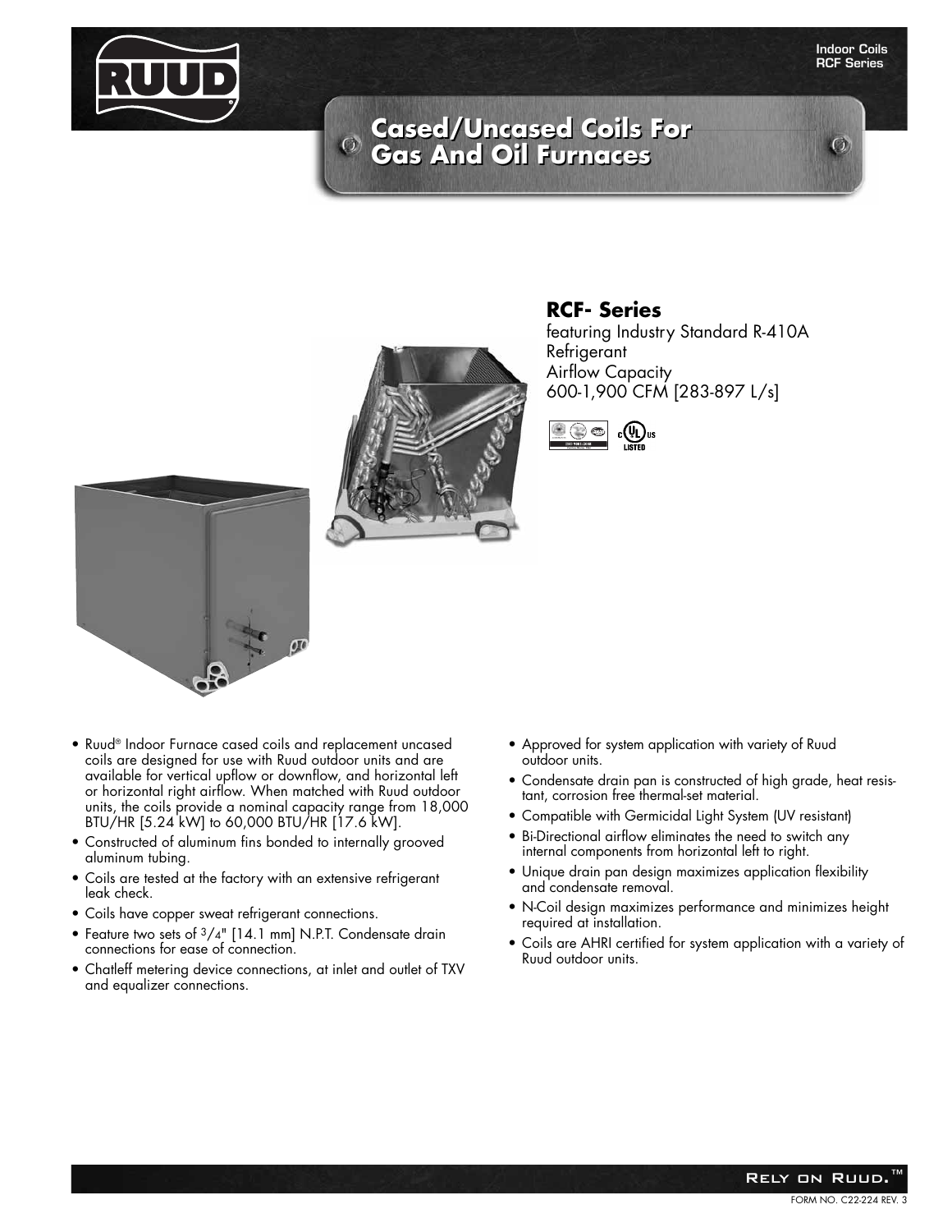# Cased/Uncased Coils For Gas And Oil Furnaces

Indoor Coils
RCF Series

## RCF- Series

featuring Industry Standard R-410A Refrigerant
Airflow Capacity
600-1,900 CFM [283-897 L/s]

- Ruud® Indoor Furnace cased coils and replacement uncased coils are designed for use with Ruud outdoor units and are available for vertical upflow or downflow, and horizontal left or horizontal right airflow. When matched with Ruud outdoor units, the coils provide a nominal capacity range from 18,000 BTU/HR [5.24 kW] to 60,000 BTU/HR [17.6 kW].
- Constructed of aluminum fins bonded to internally grooved aluminum tubing.
- Coils are tested at the factory with an extensive refrigerant leak check.
- Coils have copper sweat refrigerant connections.
- Feature two sets of 3/4" [14.1 mm] N.P.T. Condensate drain connections for ease of connection.
- Chatleff metering device connections, at inlet and outlet of TXV and equalizer connections.
- Approved for system application with variety of Ruud outdoor units.
- Condensate drain pan is constructed of high grade, heat resistant, corrosion free thermal-set material.
- Compatible with Germicidal Light System (UV resistant)
- Bi-Directional airflow eliminates the need to switch any internal components from horizontal left to right.
- Unique drain pan design maximizes application flexibility and condensate removal.
- N-Coil design maximizes performance and minimizes height required at installation.
- Coils are AHRI certified for system application with a variety of Ruud outdoor units.

Rely on Ruud.™

FORM NO. C22-224 REV. 3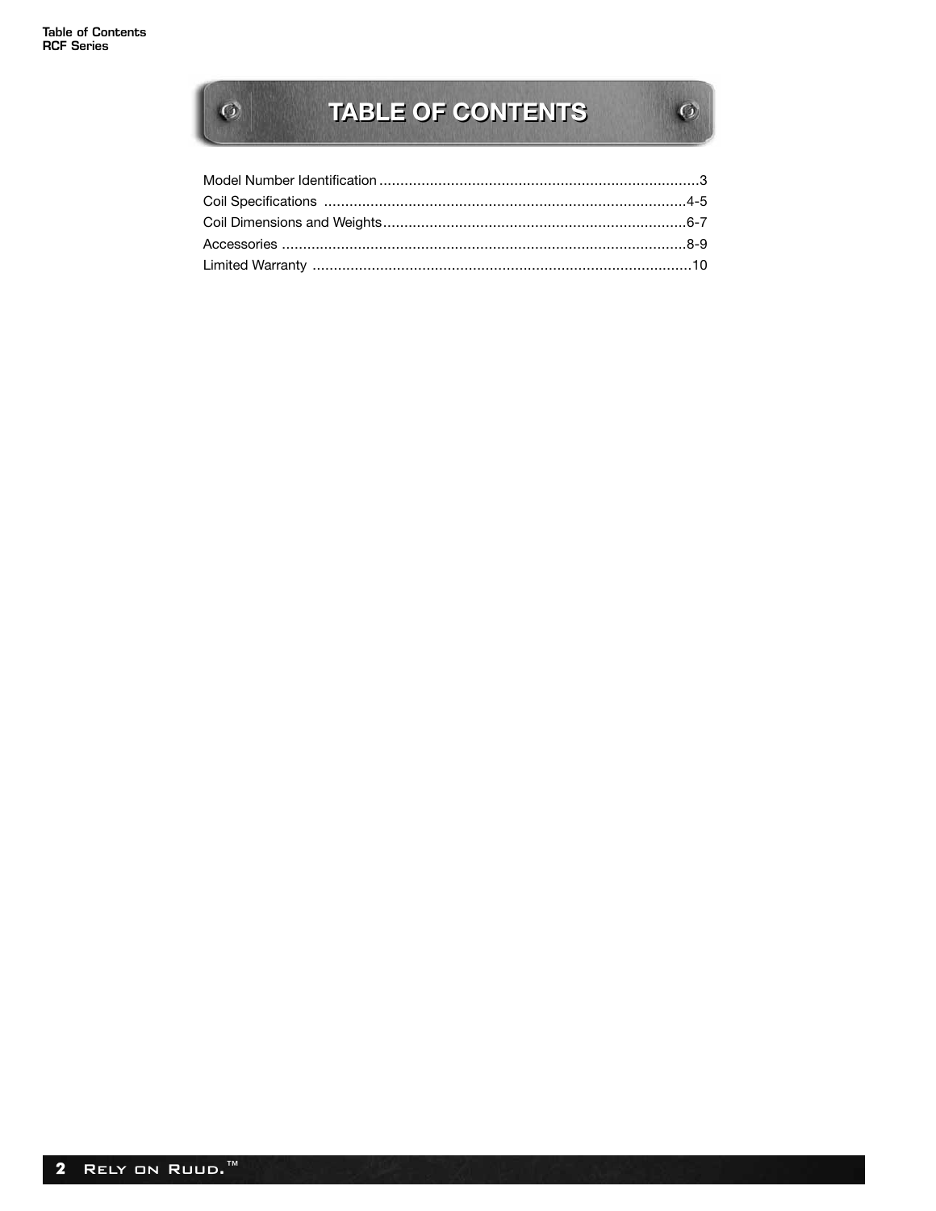# TABLE OF CONTENTS

| Section | Page |
|---|---|
| Model Number Identification | 3 |
| Coil Specifications | 4-5 |
| Coil Dimensions and Weights | 6-7 |
| Accessories | 8-9 |
| Limited Warranty | 10 |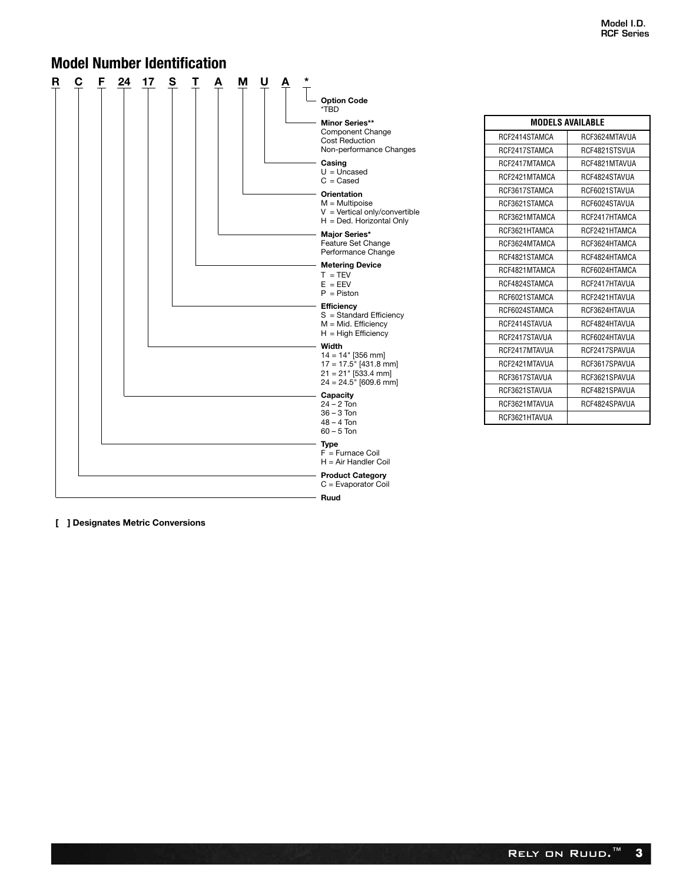## Model Number Identification

**R C F 24 17 S T A M U A ***

- **Option Code**
  *TBD
- **Minor Series****
  Component Change
  Cost Reduction
  Non-performance Changes
- **Casing**
  U = Uncased
  C = Cased
- **Orientation**
  M = Multipoise
  V = Vertical only/convertible
  H = Ded. Horizontal Only
- **Major Series***
  Feature Set Change
  Performance Change
- **Metering Device**
  T = TEV
  E = EEV
  P = Piston
- **Efficiency**
  S = Standard Efficiency
  M = Mid. Efficiency
  H = High Efficiency
- **Width**
  14 = 14" [356 mm]
  17 = 17.5" [431.8 mm]
  21 = 21" [533.4 mm]
  24 = 24.5" [609.6 mm]
- **Capacity**
  24 – 2 Ton
  36 – 3 Ton
  48 – 4 Ton
  60 – 5 Ton
- **Type**
  F = Furnace Coil
  H = Air Handler Coil
- **Product Category**
  C = Evaporator Coil
- **Ruud**

| MODELS AVAILABLE | |
|---|---|
| RCF2414STAMCA | RCF3624MTAVUA |
| RCF2417STAMCA | RCF4821STSVUA |
| RCF2417MTAMCA | RCF4821MTAVUA |
| RCF2421MTAMCA | RCF4824STAVUA |
| RCF3617STAMCA | RCF6021STAVUA |
| RCF3621STAMCA | RCF6024STAVUA |
| RCF3621MTAMCA | RCF2417HTAMCA |
| RCF3621HTAMCA | RCF2421HTAMCA |
| RCF3624MTAMCA | RCF3624HTAMCA |
| RCF4821STAMCA | RCF4824HTAMCA |
| RCF4821MTAMCA | RCF6024HTAMCA |
| RCF4824STAMCA | RCF2417HTAVUA |
| RCF6021STAMCA | RCF2421HTAVUA |
| RCF6024STAMCA | RCF3624HTAVUA |
| RCF2414STAVUA | RCF4824HTAVUA |
| RCF2417STAVUA | RCF6024HTAVUA |
| RCF2417MTAVUA | RCF2417SPAVUA |
| RCF2421MTAVUA | RCF3617SPAVUA |
| RCF3617STAVUA | RCF3621SPAVUA |
| RCF3621STAVUA | RCF4821SPAVUA |
| RCF3621MTAVUA | RCF4824SPAVUA |
| RCF3621HTAVUA | |

**[ ] Designates Metric Conversions**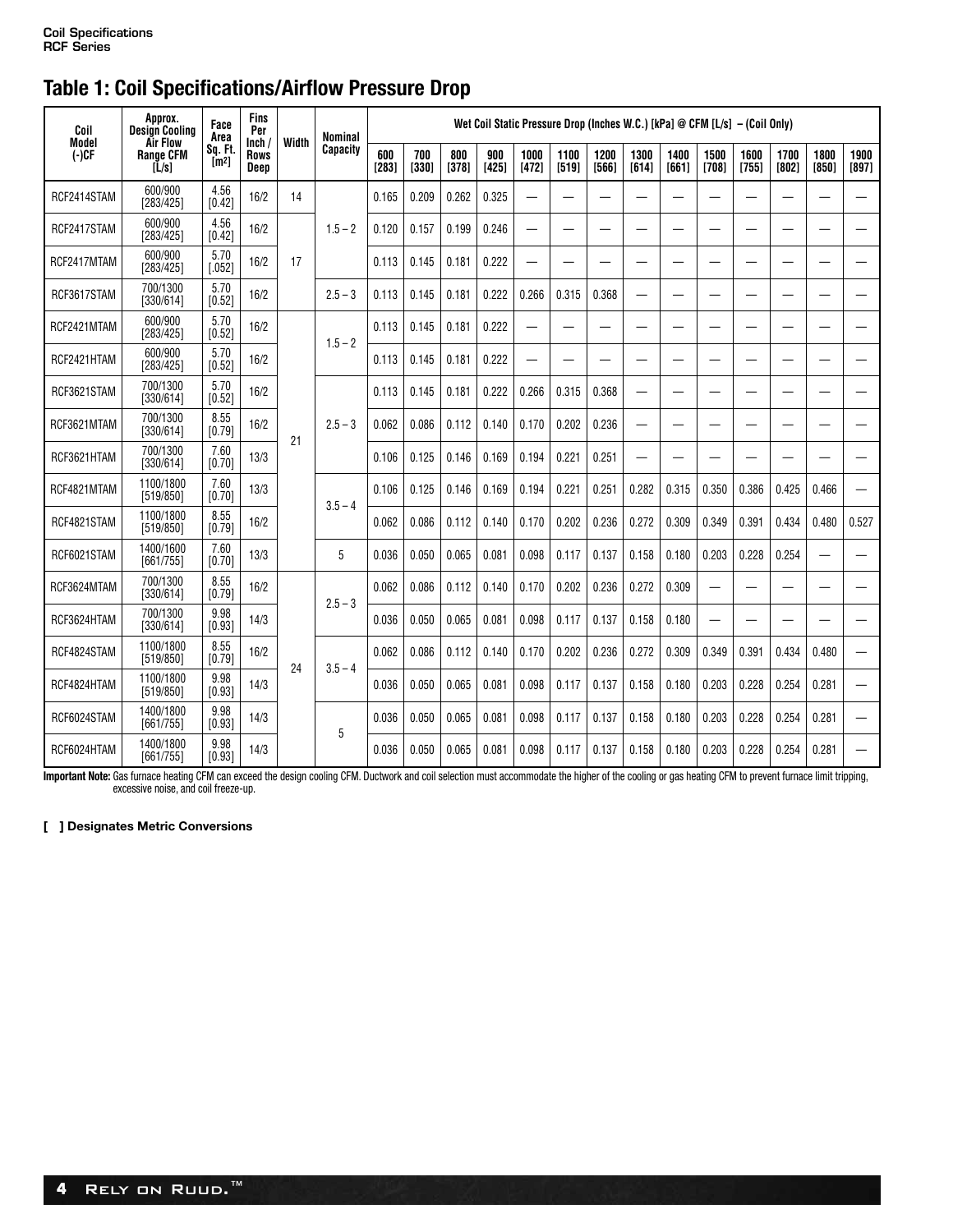**Coil Specifications**
**RCF Series**

## Table 1: Coil Specifications/Airflow Pressure Drop

| Coil Model (-)CF | Approx. Design Cooling Air Flow Range CFM [L/s] | Face Area Sq. Ft. [m²] | Fins Per Inch / Rows Deep | Width | Nominal Capacity | Wet Coil Static Pressure Drop (Inches W.C.) [kPa] @ CFM [L/s] – (Coil Only) | | | | | | | | | | | | | |
|---|---|---|---|---|---|---|---|---|---|---|---|---|---|---|---|---|---|---|---|
| | | | | | | 600 [283] | 700 [330] | 800 [378] | 900 [425] | 1000 [472] | 1100 [519] | 1200 [566] | 1300 [614] | 1400 [661] | 1500 [708] | 1600 [755] | 1700 [802] | 1800 [850] | 1900 [897] |
| RCF2414STAM | 600/900 [283/425] | 4.56 [0.42] | 16/2 | 14 | 1.5 – 2 | 0.165 | 0.209 | 0.262 | 0.325 | — | — | — | — | — | — | — | — | — | — |
| RCF2417STAM | 600/900 [283/425] | 4.56 [0.42] | 16/2 | 17 | 1.5 – 2 | 0.120 | 0.157 | 0.199 | 0.246 | — | — | — | — | — | — | — | — | — | — |
| RCF2417MTAM | 600/900 [283/425] | 5.70 [.052] | 16/2 | 17 | 1.5 – 2 | 0.113 | 0.145 | 0.181 | 0.222 | — | — | — | — | — | — | — | — | — | — |
| RCF3617STAM | 700/1300 [330/614] | 5.70 [0.52] | 16/2 | 17 | 2.5 – 3 | 0.113 | 0.145 | 0.181 | 0.222 | 0.266 | 0.315 | 0.368 | — | — | — | — | — | — | — |
| RCF2421MTAM | 600/900 [283/425] | 5.70 [0.52] | 16/2 | 21 | 1.5 – 2 | 0.113 | 0.145 | 0.181 | 0.222 | — | — | — | — | — | — | — | — | — | — |
| RCF2421HTAM | 600/900 [283/425] | 5.70 [0.52] | 16/2 | 21 | 1.5 – 2 | 0.113 | 0.145 | 0.181 | 0.222 | — | — | — | — | — | — | — | — | — | — |
| RCF3621STAM | 700/1300 [330/614] | 5.70 [0.52] | 16/2 | 21 | 2.5 – 3 | 0.113 | 0.145 | 0.181 | 0.222 | 0.266 | 0.315 | 0.368 | — | — | — | — | — | — | — |
| RCF3621MTAM | 700/1300 [330/614] | 8.55 [0.79] | 16/2 | 21 | 2.5 – 3 | 0.062 | 0.086 | 0.112 | 0.140 | 0.170 | 0.202 | 0.236 | — | — | — | — | — | — | — |
| RCF3621HTAM | 700/1300 [330/614] | 7.60 [0.70] | 13/3 | 21 | 2.5 – 3 | 0.106 | 0.125 | 0.146 | 0.169 | 0.194 | 0.221 | 0.251 | — | — | — | — | — | — | — |
| RCF4821MTAM | 1100/1800 [519/850] | 7.60 [0.70] | 13/3 | 21 | 3.5 – 4 | 0.106 | 0.125 | 0.146 | 0.169 | 0.194 | 0.221 | 0.251 | 0.282 | 0.315 | 0.350 | 0.386 | 0.425 | 0.466 | — |
| RCF4821STAM | 1100/1800 [519/850] | 8.55 [0.79] | 16/2 | 21 | 3.5 – 4 | 0.062 | 0.086 | 0.112 | 0.140 | 0.170 | 0.202 | 0.236 | 0.272 | 0.309 | 0.349 | 0.391 | 0.434 | 0.480 | 0.527 |
| RCF6021STAM | 1400/1600 [661/755] | 7.60 [0.70] | 13/3 | 21 | 5 | 0.036 | 0.050 | 0.065 | 0.081 | 0.098 | 0.117 | 0.137 | 0.158 | 0.180 | 0.203 | 0.228 | 0.254 | — | — |
| RCF3624MTAM | 700/1300 [330/614] | 8.55 [0.79] | 16/2 | 24 | 2.5 – 3 | 0.062 | 0.086 | 0.112 | 0.140 | 0.170 | 0.202 | 0.236 | 0.272 | 0.309 | — | — | — | — | — |
| RCF3624HTAM | 700/1300 [330/614] | 9.98 [0.93] | 14/3 | 24 | 2.5 – 3 | 0.036 | 0.050 | 0.065 | 0.081 | 0.098 | 0.117 | 0.137 | 0.158 | 0.180 | — | — | — | — | — |
| RCF4824STAM | 1100/1800 [519/850] | 8.55 [0.79] | 16/2 | 24 | 3.5 – 4 | 0.062 | 0.086 | 0.112 | 0.140 | 0.170 | 0.202 | 0.236 | 0.272 | 0.309 | 0.349 | 0.391 | 0.434 | 0.480 | — |
| RCF4824HTAM | 1100/1800 [519/850] | 9.98 [0.93] | 14/3 | 24 | 3.5 – 4 | 0.036 | 0.050 | 0.065 | 0.081 | 0.098 | 0.117 | 0.137 | 0.158 | 0.180 | 0.203 | 0.228 | 0.254 | 0.281 | — |
| RCF6024STAM | 1400/1800 [661/755] | 9.98 [0.93] | 14/3 | 24 | 5 | 0.036 | 0.050 | 0.065 | 0.081 | 0.098 | 0.117 | 0.137 | 0.158 | 0.180 | 0.203 | 0.228 | 0.254 | 0.281 | — |
| RCF6024HTAM | 1400/1800 [661/755] | 9.98 [0.93] | 14/3 | 24 | 5 | 0.036 | 0.050 | 0.065 | 0.081 | 0.098 | 0.117 | 0.137 | 0.158 | 0.180 | 0.203 | 0.228 | 0.254 | 0.281 | — |

**Important Note:** Gas furnace heating CFM can exceed the design cooling CFM. Ductwork and coil selection must accommodate the higher of the cooling or gas heating CFM to prevent furnace limit tripping, excessive noise, and coil freeze-up.

**[ ] Designates Metric Conversions**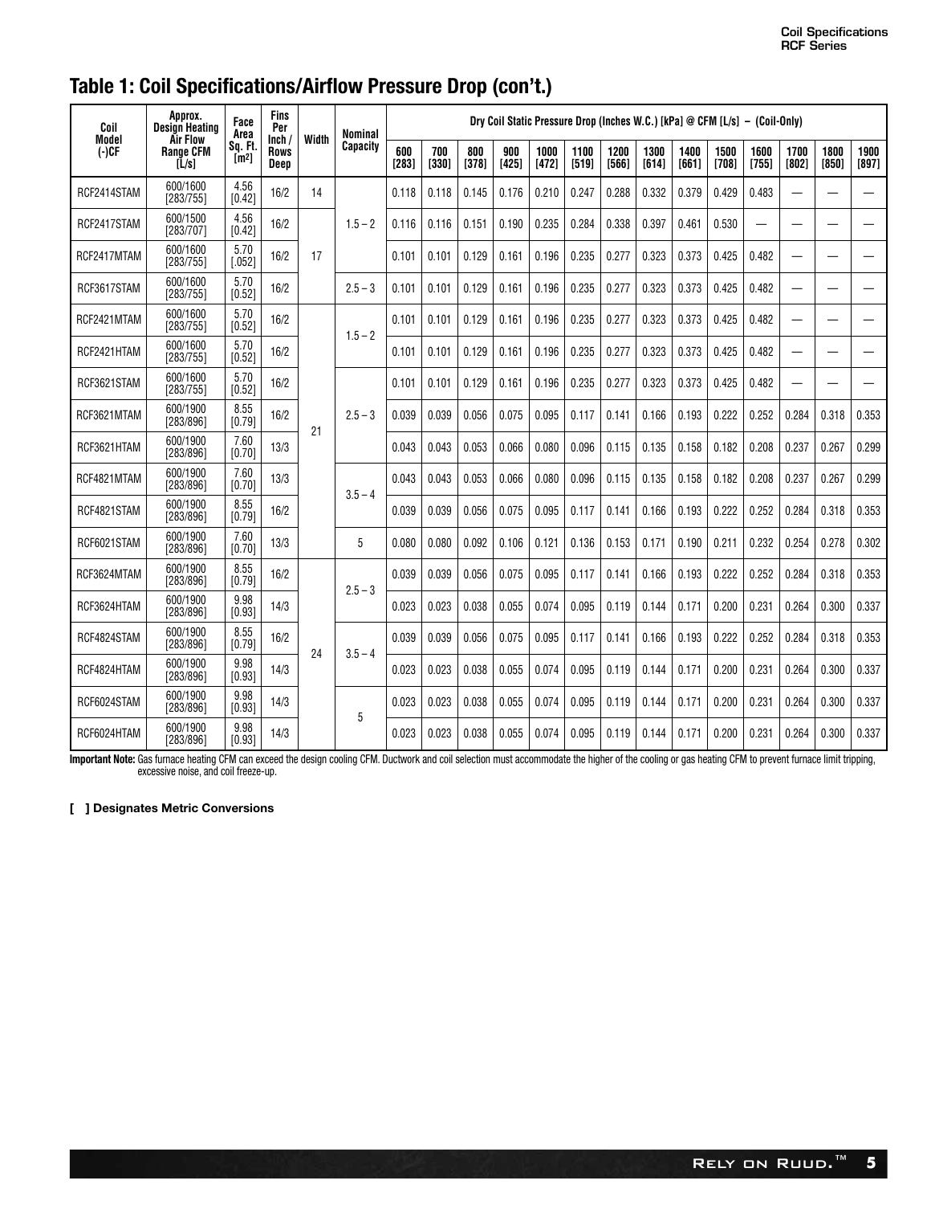## Table 1: Coil Specifications/Airflow Pressure Drop (con't.)

| Coil Model (-)CF | Approx. Design Heating Air Flow Range CFM [L/s] | Face Area Sq. Ft. [m²] | Fins Per Inch / Rows Deep | Width | Nominal Capacity | Dry Coil Static Pressure Drop (Inches W.C.) [kPa] @ CFM [L/s] – (Coil-Only) | | | | | | | | | | | | | |
|---|---|---|---|---|---|---|---|---|---|---|---|---|---|---|---|---|---|---|---|
| | | | | | | 600 [283] | 700 [330] | 800 [378] | 900 [425] | 1000 [472] | 1100 [519] | 1200 [566] | 1300 [614] | 1400 [661] | 1500 [708] | 1600 [755] | 1700 [802] | 1800 [850] | 1900 [897] |
| RCF2414STAM | 600/1600 [283/755] | 4.56 [0.42] | 16/2 | 14 | 1.5 – 2 | 0.118 | 0.118 | 0.145 | 0.176 | 0.210 | 0.247 | 0.288 | 0.332 | 0.379 | 0.429 | 0.483 | — | — | — |
| RCF2417STAM | 600/1500 [283/707] | 4.56 [0.42] | 16/2 | 17 | 1.5 – 2 | 0.116 | 0.116 | 0.151 | 0.190 | 0.235 | 0.284 | 0.338 | 0.397 | 0.461 | 0.530 | — | — | — | — |
| RCF2417MTAM | 600/1600 [283/755] | 5.70 [.052] | 16/2 | 17 | 1.5 – 2 | 0.101 | 0.101 | 0.129 | 0.161 | 0.196 | 0.235 | 0.277 | 0.323 | 0.373 | 0.425 | 0.482 | — | — | — |
| RCF3617STAM | 600/1600 [283/755] | 5.70 [0.52] | 16/2 | 17 | 2.5 – 3 | 0.101 | 0.101 | 0.129 | 0.161 | 0.196 | 0.235 | 0.277 | 0.323 | 0.373 | 0.425 | 0.482 | — | — | — |
| RCF2421MTAM | 600/1600 [283/755] | 5.70 [0.52] | 16/2 | 21 | 1.5 – 2 | 0.101 | 0.101 | 0.129 | 0.161 | 0.196 | 0.235 | 0.277 | 0.323 | 0.373 | 0.425 | 0.482 | — | — | — |
| RCF2421HTAM | 600/1600 [283/755] | 5.70 [0.52] | 16/2 | 21 | 1.5 – 2 | 0.101 | 0.101 | 0.129 | 0.161 | 0.196 | 0.235 | 0.277 | 0.323 | 0.373 | 0.425 | 0.482 | — | — | — |
| RCF3621STAM | 600/1600 [283/755] | 5.70 [0.52] | 16/2 | 21 | 2.5 – 3 | 0.101 | 0.101 | 0.129 | 0.161 | 0.196 | 0.235 | 0.277 | 0.323 | 0.373 | 0.425 | 0.482 | — | — | — |
| RCF3621MTAM | 600/1900 [283/896] | 8.55 [0.79] | 16/2 | 21 | 2.5 – 3 | 0.039 | 0.039 | 0.056 | 0.075 | 0.095 | 0.117 | 0.141 | 0.166 | 0.193 | 0.222 | 0.252 | 0.284 | 0.318 | 0.353 |
| RCF3621HTAM | 600/1900 [283/896] | 7.60 [0.70] | 13/3 | 21 | 2.5 – 3 | 0.043 | 0.043 | 0.053 | 0.066 | 0.080 | 0.096 | 0.115 | 0.135 | 0.158 | 0.182 | 0.208 | 0.237 | 0.267 | 0.299 |
| RCF4821MTAM | 600/1900 [283/896] | 7.60 [0.70] | 13/3 | 21 | 3.5 – 4 | 0.043 | 0.043 | 0.053 | 0.066 | 0.080 | 0.096 | 0.115 | 0.135 | 0.158 | 0.182 | 0.208 | 0.237 | 0.267 | 0.299 |
| RCF4821STAM | 600/1900 [283/896] | 8.55 [0.79] | 16/2 | 21 | 3.5 – 4 | 0.039 | 0.039 | 0.056 | 0.075 | 0.095 | 0.117 | 0.141 | 0.166 | 0.193 | 0.222 | 0.252 | 0.284 | 0.318 | 0.353 |
| RCF6021STAM | 600/1900 [283/896] | 7.60 [0.70] | 13/3 | 21 | 5 | 0.080 | 0.080 | 0.092 | 0.106 | 0.121 | 0.136 | 0.153 | 0.171 | 0.190 | 0.211 | 0.232 | 0.254 | 0.278 | 0.302 |
| RCF3624MTAM | 600/1900 [283/896] | 8.55 [0.79] | 16/2 | 24 | 2.5 – 3 | 0.039 | 0.039 | 0.056 | 0.075 | 0.095 | 0.117 | 0.141 | 0.166 | 0.193 | 0.222 | 0.252 | 0.284 | 0.318 | 0.353 |
| RCF3624HTAM | 600/1900 [283/896] | 9.98 [0.93] | 14/3 | 24 | 2.5 – 3 | 0.023 | 0.023 | 0.038 | 0.055 | 0.074 | 0.095 | 0.119 | 0.144 | 0.171 | 0.200 | 0.231 | 0.264 | 0.300 | 0.337 |
| RCF4824STAM | 600/1900 [283/896] | 8.55 [0.79] | 16/2 | 24 | 3.5 – 4 | 0.039 | 0.039 | 0.056 | 0.075 | 0.095 | 0.117 | 0.141 | 0.166 | 0.193 | 0.222 | 0.252 | 0.284 | 0.318 | 0.353 |
| RCF4824HTAM | 600/1900 [283/896] | 9.98 [0.93] | 14/3 | 24 | 3.5 – 4 | 0.023 | 0.023 | 0.038 | 0.055 | 0.074 | 0.095 | 0.119 | 0.144 | 0.171 | 0.200 | 0.231 | 0.264 | 0.300 | 0.337 |
| RCF6024STAM | 600/1900 [283/896] | 9.98 [0.93] | 14/3 | 24 | 5 | 0.023 | 0.023 | 0.038 | 0.055 | 0.074 | 0.095 | 0.119 | 0.144 | 0.171 | 0.200 | 0.231 | 0.264 | 0.300 | 0.337 |
| RCF6024HTAM | 600/1900 [283/896] | 9.98 [0.93] | 14/3 | 24 | 5 | 0.023 | 0.023 | 0.038 | 0.055 | 0.074 | 0.095 | 0.119 | 0.144 | 0.171 | 0.200 | 0.231 | 0.264 | 0.300 | 0.337 |

**Important Note:** Gas furnace heating CFM can exceed the design cooling CFM. Ductwork and coil selection must accommodate the higher of the cooling or gas heating CFM to prevent furnace limit tripping, excessive noise, and coil freeze-up.

**[ ] Designates Metric Conversions**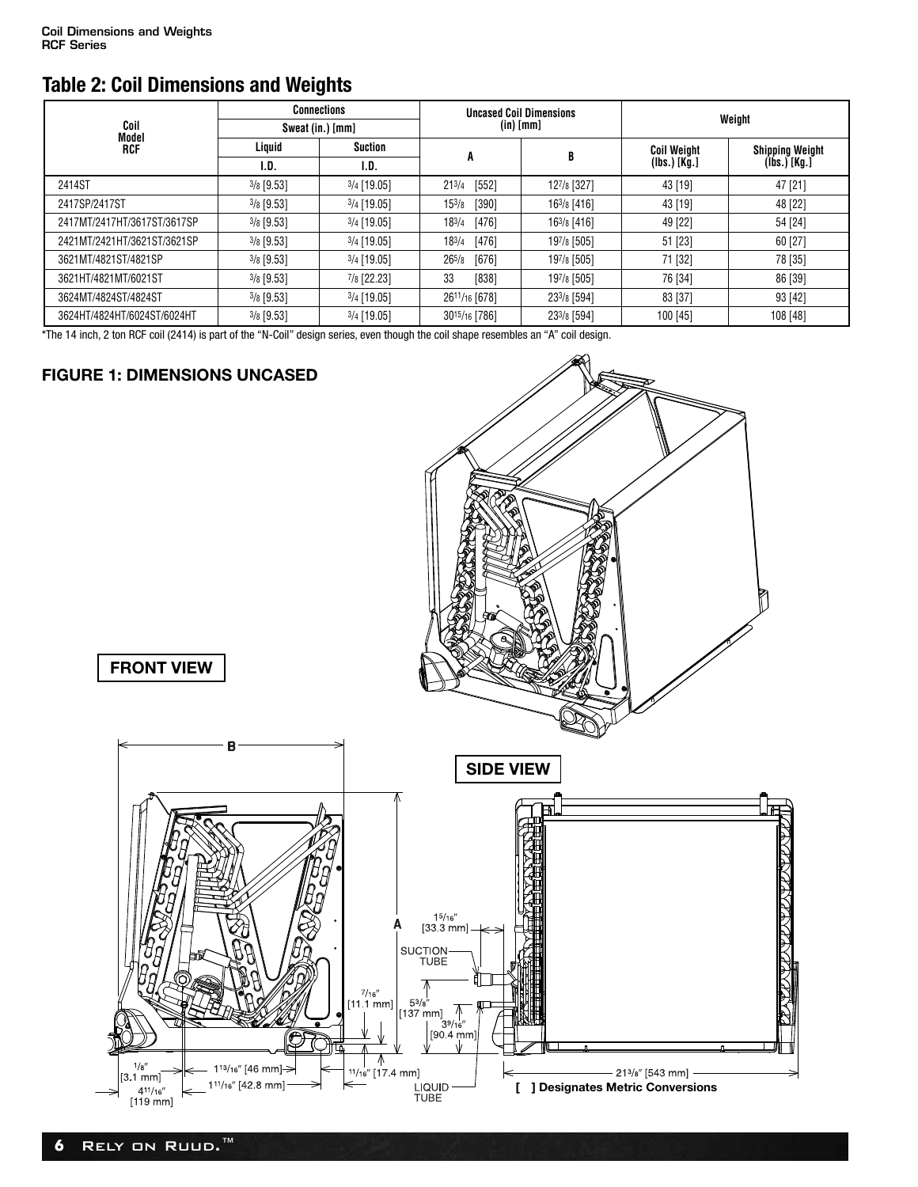## Table 2: Coil Dimensions and Weights

| Coil Model RCF | Connections | | Uncased Coil Dimensions (in) [mm] | | Weight | |
|---|---|---|---|---|---|---|
| | Sweat (in.) [mm] | | | | | |
| | Liquid | Suction | A | B | Coil Weight (lbs.) [Kg.] | Shipping Weight (lbs.) [Kg.] |
| | I.D. | I.D. | | | | |
| 2414ST | 3/8 [9.53] | 3/4 [19.05] | 21 3/4 [552] | 12 7/8 [327] | 43 [19] | 47 [21] |
| 2417SP/2417ST | 3/8 [9.53] | 3/4 [19.05] | 15 3/8 [390] | 16 3/8 [416] | 43 [19] | 48 [22] |
| 2417MT/2417HT/3617ST/3617SP | 3/8 [9.53] | 3/4 [19.05] | 18 3/4 [476] | 16 3/8 [416] | 49 [22] | 54 [24] |
| 2421MT/2421HT/3621ST/3621SP | 3/8 [9.53] | 3/4 [19.05] | 18 3/4 [476] | 19 7/8 [505] | 51 [23] | 60 [27] |
| 3621MT/4821ST/4821SP | 3/8 [9.53] | 3/4 [19.05] | 26 5/8 [676] | 19 7/8 [505] | 71 [32] | 78 [35] |
| 3621HT/4821MT/6021ST | 3/8 [9.53] | 7/8 [22.23] | 33 [838] | 19 7/8 [505] | 76 [34] | 86 [39] |
| 3624MT/4824ST/4824ST | 3/8 [9.53] | 3/4 [19.05] | 26 11/16 [678] | 23 3/8 [594] | 83 [37] | 93 [42] |
| 3624HT/4824HT/6024ST/6024HT | 3/8 [9.53] | 3/4 [19.05] | 30 15/16 [786] | 23 3/8 [594] | 100 [45] | 108 [48] |

*The 14 inch, 2 ton RCF coil (2414) is part of the "N-Coil" design series, even though the coil shape resembles an "A" coil design.

### FIGURE 1: DIMENSIONS UNCASED

FRONT VIEW

SIDE VIEW

B; A; 1 5/16" [33.3 mm]; SUCTION TUBE; 7/16" [11.1 mm]; 5 3/8" [137 mm]; 3 9/16" [90.4 mm]; 1/8" [3.1 mm]; 1 13/16" [46 mm]; 1 11/16" [42.8 mm]; 4 11/16" [119 mm]; 11/16" [17.4 mm]; LIQUID TUBE; 21 3/8" [543 mm]

[ ] Designates Metric Conversions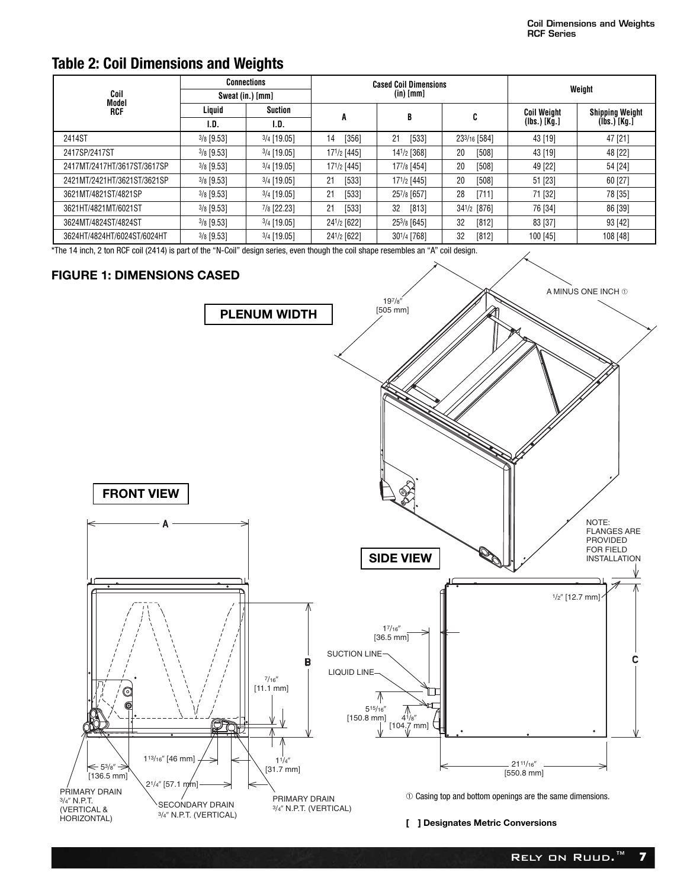## Table 2: Coil Dimensions and Weights

| Coil Model RCF | Connections Sweat (in.) [mm] | | Cased Coil Dimensions (in) [mm] | | | Weight | |
|---|---|---|---|---|---|---|---|
| | Liquid I.D. | Suction I.D. | A | B | C | Coil Weight (lbs.) [Kg.] | Shipping Weight (lbs.) [Kg.] |
| 2414ST | 3/8 [9.53] | 3/4 [19.05] | 14 [356] | 21 [533] | 23 3/16 [584] | 43 [19] | 47 [21] |
| 2417SP/2417ST | 3/8 [9.53] | 3/4 [19.05] | 17 1/2 [445] | 14 1/2 [368] | 20 [508] | 43 [19] | 48 [22] |
| 2417MT/2417HT/3617ST/3617SP | 3/8 [9.53] | 3/4 [19.05] | 17 1/2 [445] | 17 7/8 [454] | 20 [508] | 49 [22] | 54 [24] |
| 2421MT/2421HT/3621ST/3621SP | 3/8 [9.53] | 3/4 [19.05] | 21 [533] | 17 1/2 [445] | 20 [508] | 51 [23] | 60 [27] |
| 3621MT/4821ST/4821SP | 3/8 [9.53] | 3/4 [19.05] | 21 [533] | 25 7/8 [657] | 28 [711] | 71 [32] | 78 [35] |
| 3621HT/4821MT/6021ST | 3/8 [9.53] | 7/8 [22.23] | 21 [533] | 32 [813] | 34 1/2 [876] | 76 [34] | 86 [39] |
| 3624MT/4824ST/4824ST | 3/8 [9.53] | 3/4 [19.05] | 24 1/2 [622] | 25 3/8 [645] | 32 [812] | 83 [37] | 93 [42] |
| 3624HT/4824HT/6024ST/6024HT | 3/8 [9.53] | 3/4 [19.05] | 24 1/2 [622] | 30 1/4 [768] | 32 [812] | 100 [45] | 108 [48] |

*The 14 inch, 2 ton RCF coil (2414) is part of the "N-Coil" design series, even though the coil shape resembles an "A" coil design.

### FIGURE 1: DIMENSIONS CASED

PLENUM WIDTH

19 7/8″ [505 mm]

A MINUS ONE INCH ①

FRONT VIEW

SIDE VIEW

NOTE: FLANGES ARE PROVIDED FOR FIELD INSTALLATION

1/2″ [12.7 mm]

1 7/16″ [36.5 mm]

SUCTION LINE

LIQUID LINE

7/16″ [11.1 mm]

5 15/16″ [150.8 mm]

4 1/8″ [104.7 mm]

21 11/16″ [550.8 mm]

5 3/8″ [136.5 mm]

1 13/16″ [46 mm]

1 1/4″ [31.7 mm]

2 1/4″ [57.1 mm]

PRIMARY DRAIN 3/4″ N.P.T. (VERTICAL & HORIZONTAL)

SECONDARY DRAIN 3/4″ N.P.T. (VERTICAL)

PRIMARY DRAIN 3/4″ N.P.T. (VERTICAL)

① Casing top and bottom openings are the same dimensions.

**[ ] Designates Metric Conversions**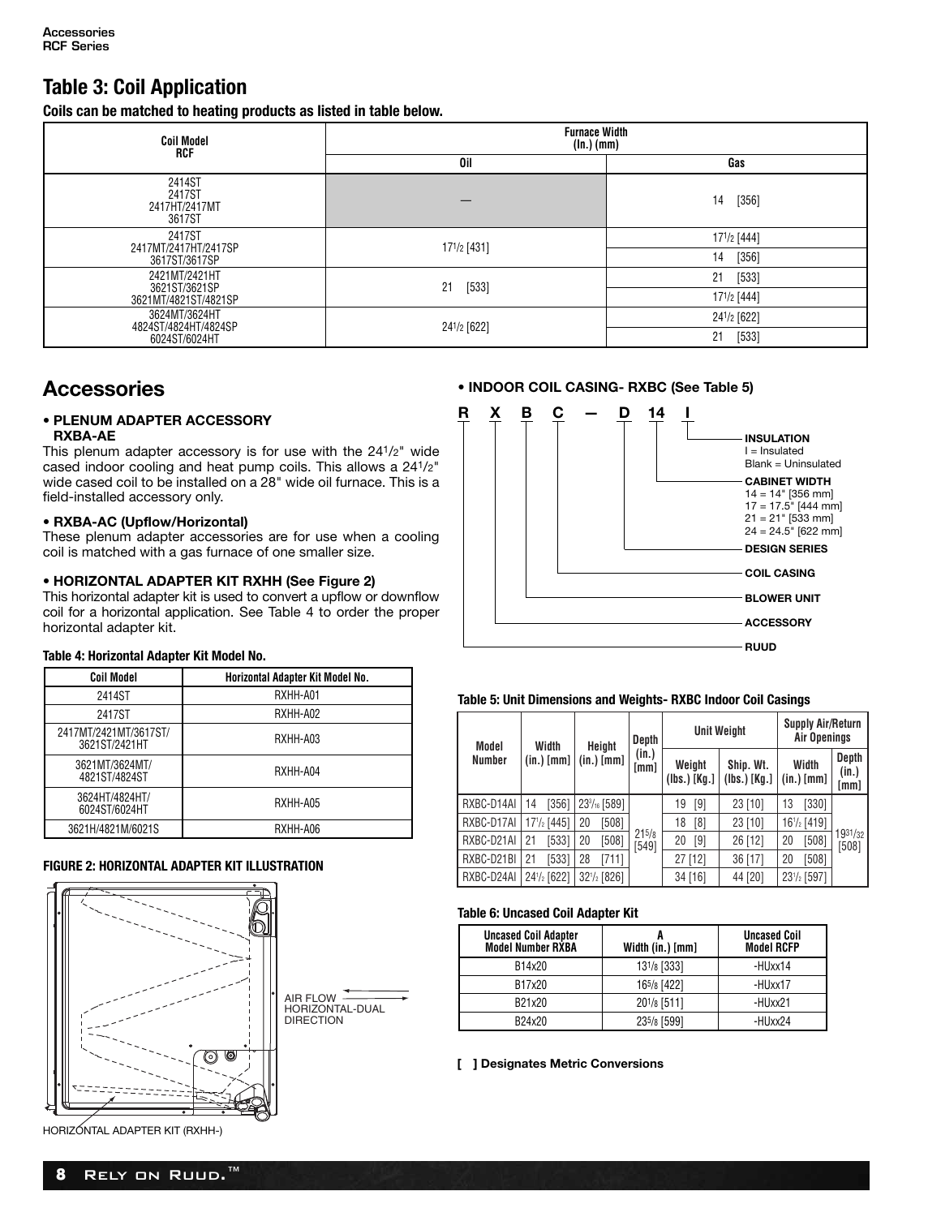Accessories
RCF Series

## Table 3: Coil Application

**Coils can be matched to heating products as listed in table below.**

| Coil Model RCF | Furnace Width (In.) (mm) | |
|---|---|---|
| | Oil | Gas |
| 2414ST<br>2417ST<br>2417HT/2417MT<br>3617ST | — | 14 [356] |
| 2417ST<br>2417MT/2417HT/2417SP<br>3617ST/3617SP | 17½ [431] | 17½ [444] |
| | | 14 [356] |
| 2421MT/2421HT<br>3621ST/3621SP<br>3621MT/4821ST/4821SP | 21 [533] | 21 [533] |
| | | 17½ [444] |
| 3624MT/3624HT<br>4824ST/4824HT/4824SP<br>6024ST/6024HT | 24½ [622] | 24½ [622] |
| | | 21 [533] |

## Accessories

**• PLENUM ADAPTER ACCESSORY RXBA-AE**

This plenum adapter accessory is for use with the 24½" wide cased indoor cooling and heat pump coils. This allows a 24½" wide cased coil to be installed on a 28" wide oil furnace. This is a field-installed accessory only.

**• RXBA-AC (Upflow/Horizontal)**

These plenum adapter accessories are for use when a cooling coil is matched with a gas furnace of one smaller size.

**• HORIZONTAL ADAPTER KIT RXHH (See Figure 2)**

This horizontal adapter kit is used to convert a upflow or downflow coil for a horizontal application. See Table 4 to order the proper horizontal adapter kit.

**Table 4: Horizontal Adapter Kit Model No.**

| Coil Model | Horizontal Adapter Kit Model No. |
|---|---|
| 2414ST | RXHH-A01 |
| 2417ST | RXHH-A02 |
| 2417MT/2421MT/3617ST/<br>3621ST/2421HT | RXHH-A03 |
| 3621MT/3624MT/<br>4821ST/4824ST | RXHH-A04 |
| 3624HT/4824HT/<br>6024ST/6024HT | RXHH-A05 |
| 3621H/4821M/6021S | RXHH-A06 |

**FIGURE 2: HORIZONTAL ADAPTER KIT ILLUSTRATION**

AIR FLOW HORIZONTAL-DUAL DIRECTION

HORIZONTAL ADAPTER KIT (RXHH-)

**• INDOOR COIL CASING- RXBC (See Table 5)**

R X B C — D 14 I

- INSULATION: I = Insulated, Blank = Uninsulated
- CABINET WIDTH: 14 = 14" [356 mm], 17 = 17.5" [444 mm], 21 = 21" [533 mm], 24 = 24.5" [622 mm]
- DESIGN SERIES
- COIL CASING
- BLOWER UNIT
- ACCESSORY
- RUUD

**Table 5: Unit Dimensions and Weights- RXBC Indoor Coil Casings**

| Model Number | Width (in.) [mm] | Height (in.) [mm] | Depth (in.) [mm] | Unit Weight | | Supply Air/Return Air Openings | |
|---|---|---|---|---|---|---|---|
| | | | | Weight (lbs.) [Kg.] | Ship. Wt. (lbs.) [Kg.] | Width (in.) [mm] | Depth (in.) [mm] |
| RXBC-D14AI | 14 [356] | 23³⁄₁₆ [589] | 21⅝ [549] | 19 [9] | 23 [10] | 13 [330] | 19³¹⁄₃₂ [508] |
| RXBC-D17AI | 17½ [445] | 20 [508] | | 18 [8] | 23 [10] | 16½ [419] | |
| RXBC-D21AI | 21 [533] | 20 [508] | | 20 [9] | 26 [12] | 20 [508] | |
| RXBC-D21BI | 21 [533] | 28 [711] | | 27 [12] | 36 [17] | 20 [508] | |
| RXBC-D24AI | 24½ [622] | 32½ [826] | | 34 [16] | 44 [20] | 23½ [597] | |

**Table 6: Uncased Coil Adapter Kit**

| Uncased Coil Adapter Model Number RXBA | A Width (in.) [mm] | Uncased Coil Model RCFP |
|---|---|---|
| B14x20 | 13⅛ [333] | -HUxx14 |
| B17x20 | 16⅝ [422] | -HUxx17 |
| B21x20 | 20⅛ [511] | -HUxx21 |
| B24x20 | 23⅝ [599] | -HUxx24 |

**[ ] Designates Metric Conversions**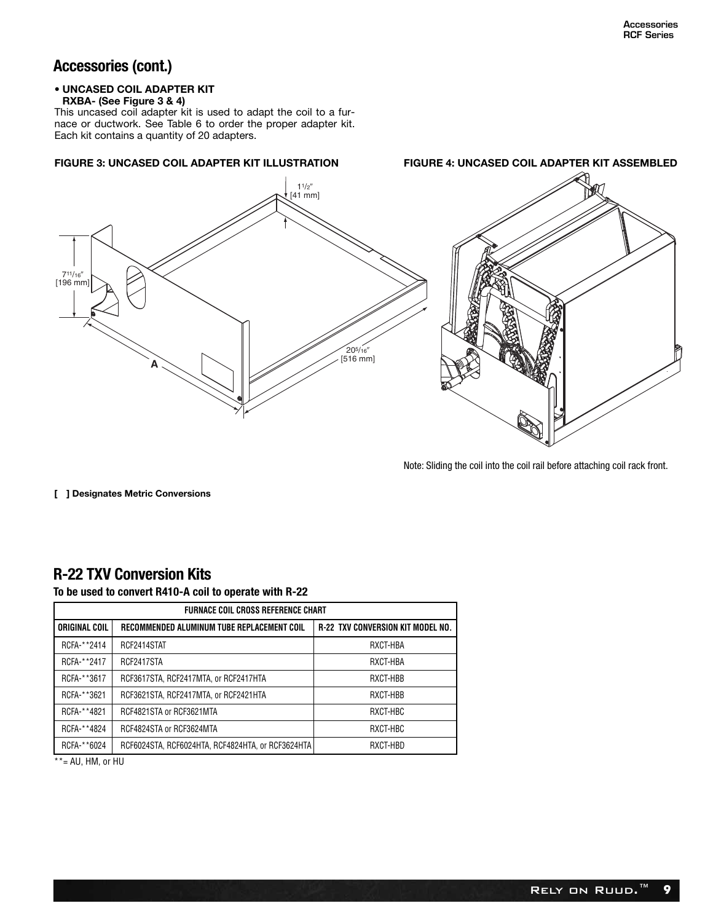## Accessories (cont.)

- **UNCASED COIL ADAPTER KIT RXBA- (See Figure 3 & 4)**

This uncased coil adapter kit is used to adapt the coil to a furnace or ductwork. See Table 6 to order the proper adapter kit. Each kit contains a quantity of 20 adapters.

**FIGURE 3: UNCASED COIL ADAPTER KIT ILLUSTRATION**

1 1/2″ [41 mm]

7 11/16″ [196 mm]

20 5/16″ [516 mm]

A

**FIGURE 4: UNCASED COIL ADAPTER KIT ASSEMBLED**

Note: Sliding the coil into the coil rail before attaching coil rack front.

**[ ] Designates Metric Conversions**

## R-22 TXV Conversion Kits

**To be used to convert R410-A coil to operate with R-22**

| FURNACE COIL CROSS REFERENCE CHART | | |
|---|---|---|
| ORIGINAL COIL | RECOMMENDED ALUMINUM TUBE REPLACEMENT COIL | R-22 TXV CONVERSION KIT MODEL NO. |
| RCFA-**2414 | RCF2414STAT | RXCT-HBA |
| RCFA-**2417 | RCF2417STA | RXCT-HBA |
| RCFA-**3617 | RCF3617STA, RCF2417MTA, or RCF2417HTA | RXCT-HBB |
| RCFA-**3621 | RCF3621STA, RCF2417MTA, or RCF2421HTA | RXCT-HBB |
| RCFA-**4821 | RCF4821STA or RCF3621MTA | RXCT-HBC |
| RCFA-**4824 | RCF4824STA or RCF3624MTA | RXCT-HBC |
| RCFA-**6024 | RCF6024STA, RCF6024HTA, RCF4824HTA, or RCF3624HTA | RXCT-HBD |

**= AU, HM, or HU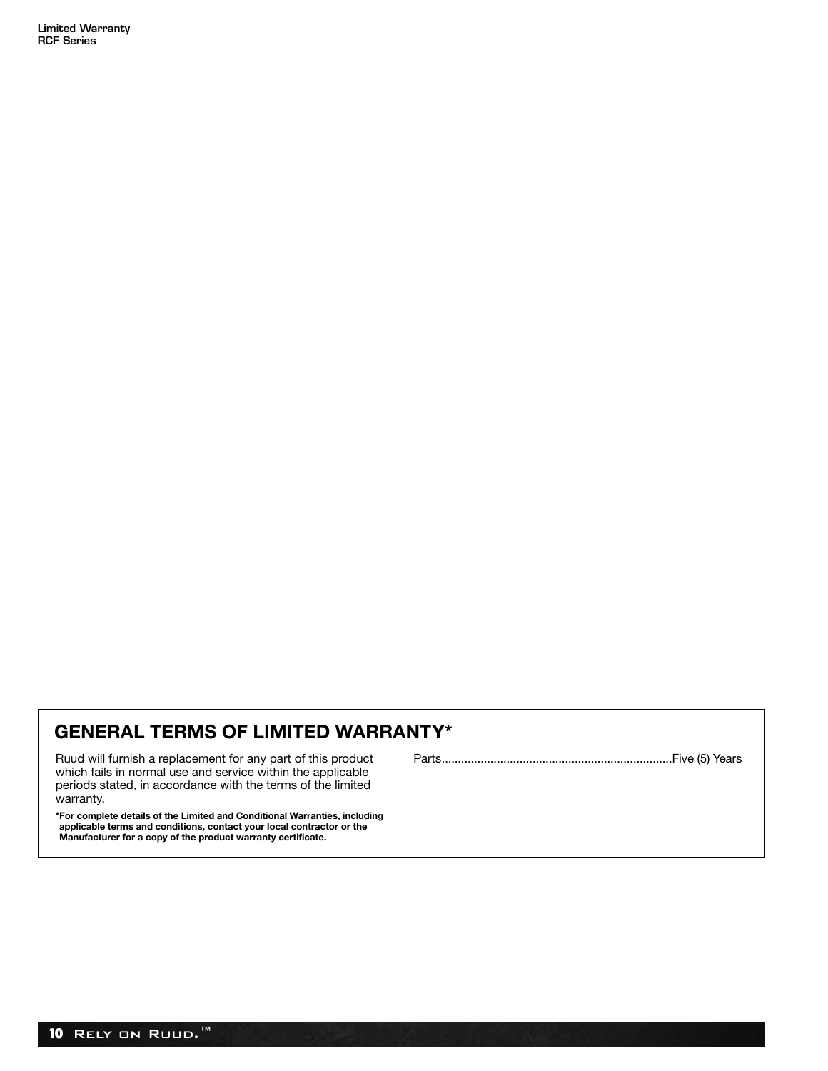## GENERAL TERMS OF LIMITED WARRANTY*

Ruud will furnish a replacement for any part of this product which fails in normal use and service within the applicable periods stated, in accordance with the terms of the limited warranty.

**\*For complete details of the Limited and Conditional Warranties, including applicable terms and conditions, contact your local contractor or the Manufacturer for a copy of the product warranty certificate.**

Parts.......................................................................Five (5) Years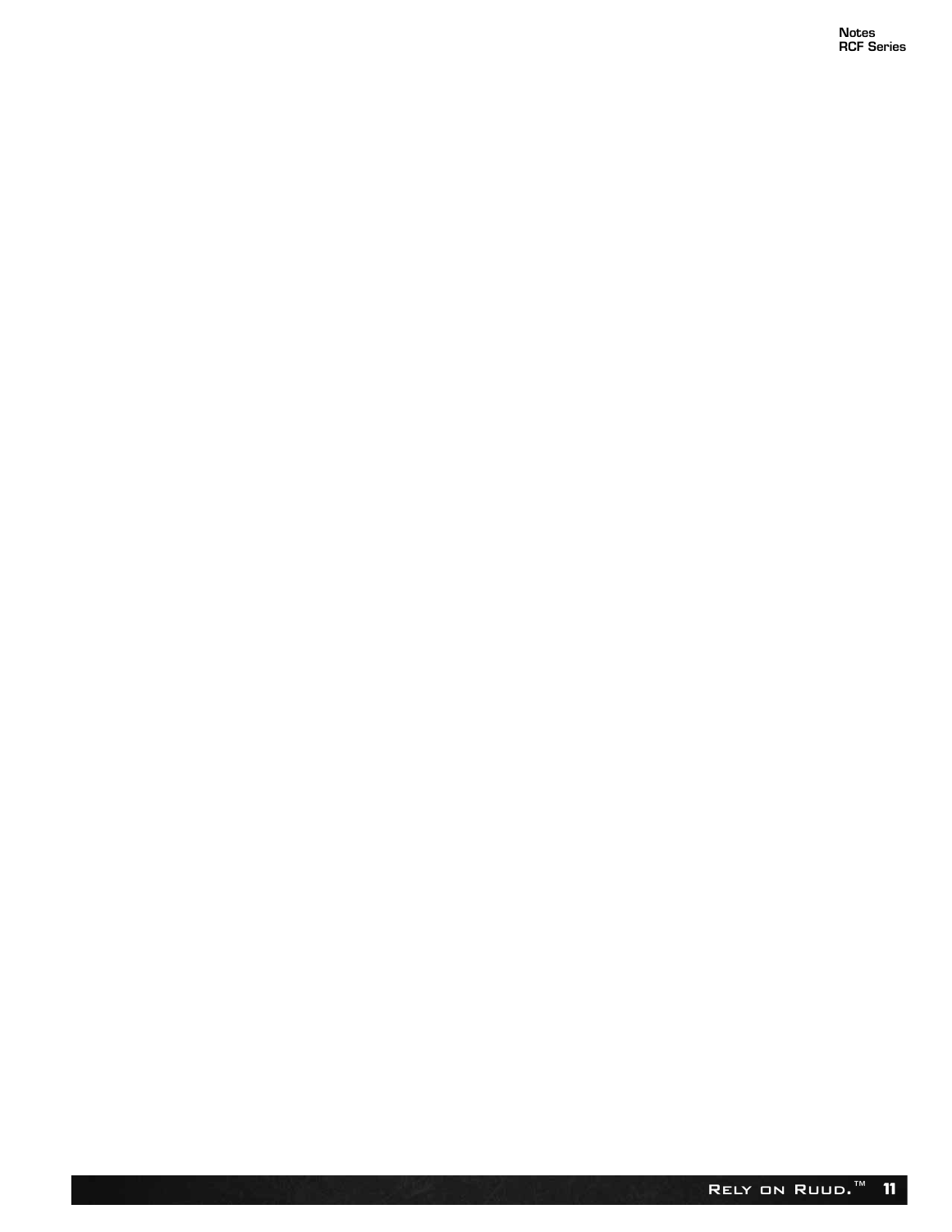# Notes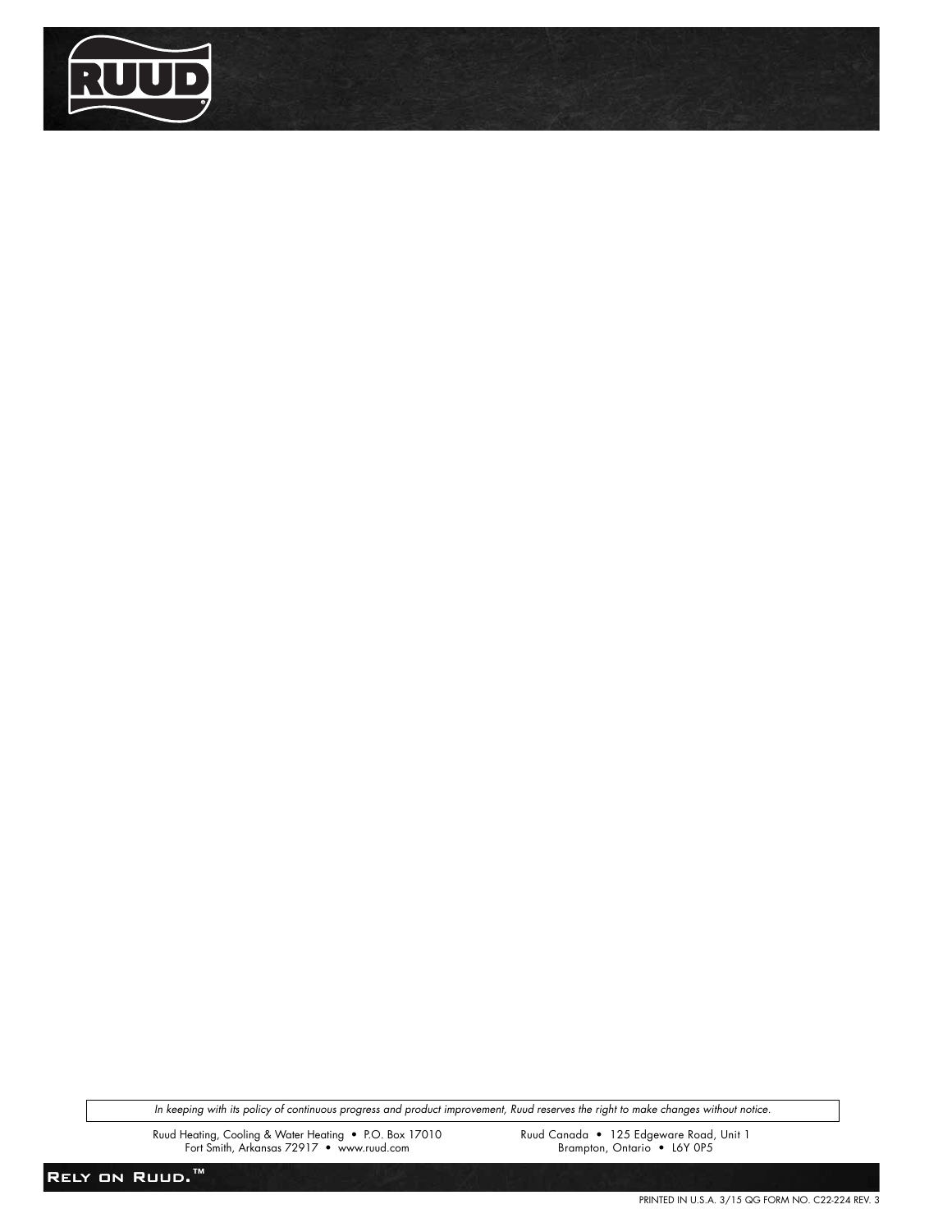*In keeping with its policy of continuous progress and product improvement, Ruud reserves the right to make changes without notice.*

Ruud Heating, Cooling & Water Heating • P.O. Box 17010
Fort Smith, Arkansas 72917 • www.ruud.com

Ruud Canada • 125 Edgeware Road, Unit 1
Brampton, Ontario • L6Y 0P5

**Rely on Ruud.™**

PRINTED IN U.S.A. 3/15 QG FORM NO. C22-224 REV. 3